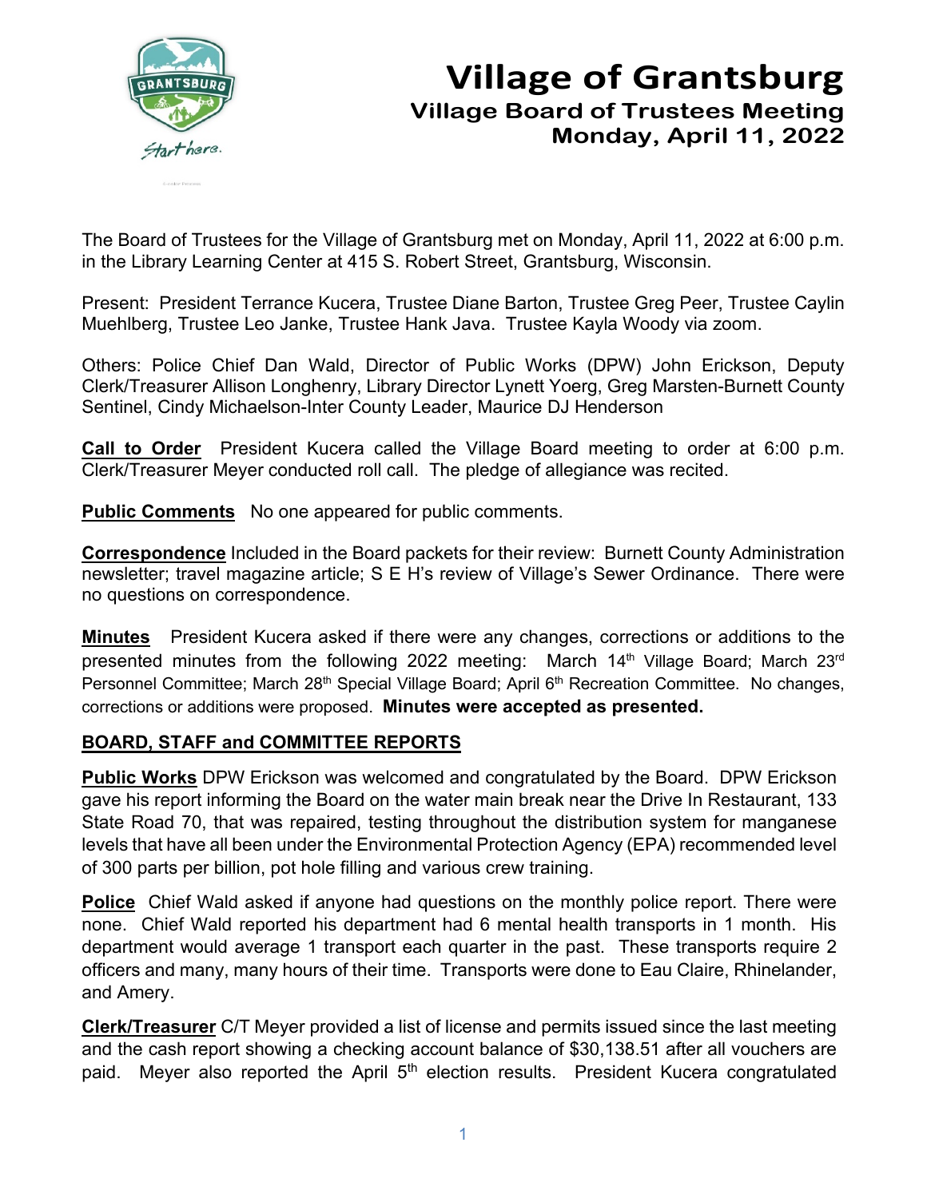# Village of Grantsburg

## Village Board of Trustees Meeting
## Monday, April 11, 2022

The Board of Trustees for the Village of Grantsburg met on Monday, April 11, 2022 at 6:00 p.m. in the Library Learning Center at 415 S. Robert Street, Grantsburg, Wisconsin.

Present: President Terrance Kucera, Trustee Diane Barton, Trustee Greg Peer, Trustee Caylin Muehlberg, Trustee Leo Janke, Trustee Hank Java. Trustee Kayla Woody via zoom.

Others: Police Chief Dan Wald, Director of Public Works (DPW) John Erickson, Deputy Clerk/Treasurer Allison Longhenry, Library Director Lynett Yoerg, Greg Marsten-Burnett County Sentinel, Cindy Michaelson-Inter County Leader, Maurice DJ Henderson

**Call to Order** President Kucera called the Village Board meeting to order at 6:00 p.m. Clerk/Treasurer Meyer conducted roll call. The pledge of allegiance was recited.

**Public Comments** No one appeared for public comments.

**Correspondence** Included in the Board packets for their review: Burnett County Administration newsletter; travel magazine article; S E H's review of Village's Sewer Ordinance. There were no questions on correspondence.

**Minutes** President Kucera asked if there were any changes, corrections or additions to the presented minutes from the following 2022 meeting: March 14th Village Board; March 23rd Personnel Committee; March 28th Special Village Board; April 6th Recreation Committee. No changes, corrections or additions were proposed. **Minutes were accepted as presented.**

## BOARD, STAFF and COMMITTEE REPORTS

**Public Works** DPW Erickson was welcomed and congratulated by the Board. DPW Erickson gave his report informing the Board on the water main break near the Drive In Restaurant, 133 State Road 70, that was repaired, testing throughout the distribution system for manganese levels that have all been under the Environmental Protection Agency (EPA) recommended level of 300 parts per billion, pot hole filling and various crew training.

**Police** Chief Wald asked if anyone had questions on the monthly police report. There were none. Chief Wald reported his department had 6 mental health transports in 1 month. His department would average 1 transport each quarter in the past. These transports require 2 officers and many, many hours of their time. Transports were done to Eau Claire, Rhinelander, and Amery.

**Clerk/Treasurer** C/T Meyer provided a list of license and permits issued since the last meeting and the cash report showing a checking account balance of $30,138.51 after all vouchers are paid. Meyer also reported the April 5th election results. President Kucera congratulated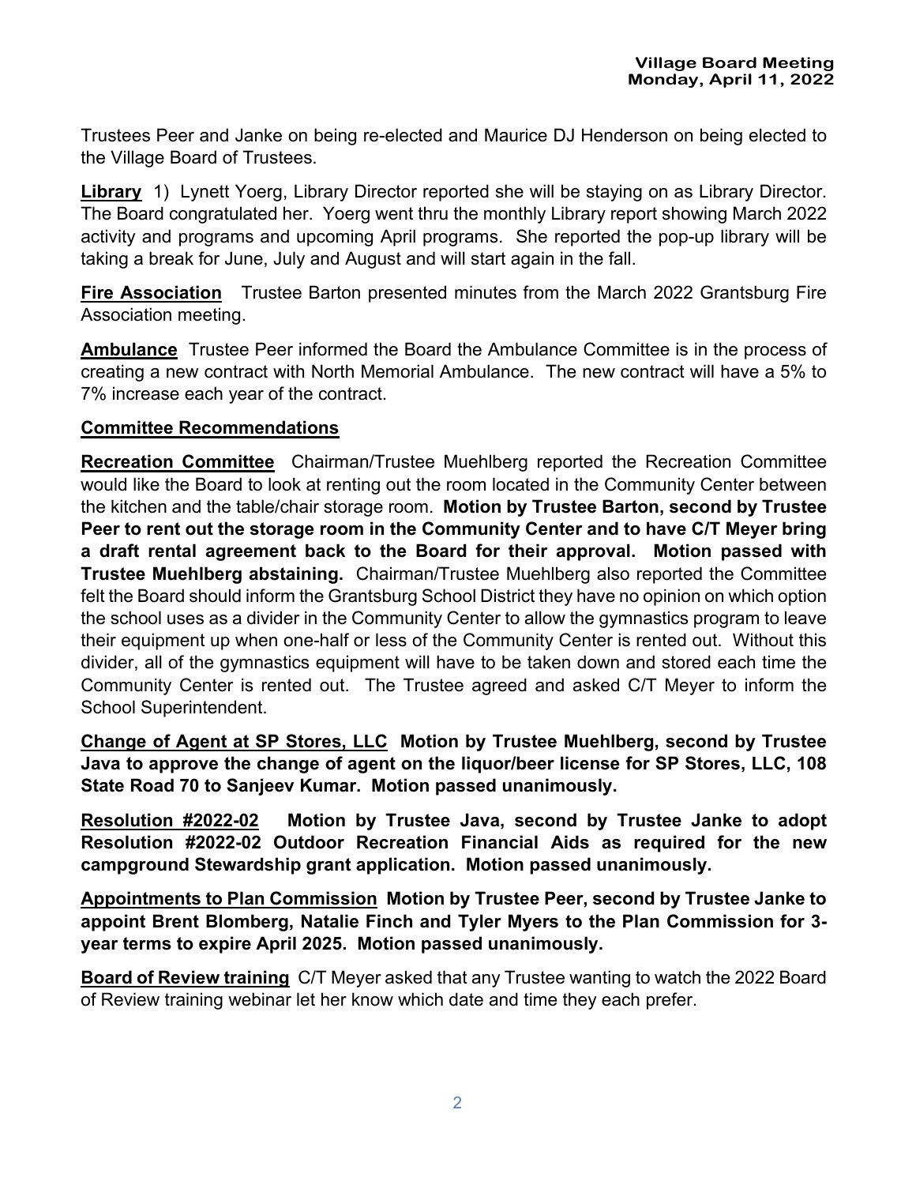Trustees Peer and Janke on being re-elected and Maurice DJ Henderson on being elected to the Village Board of Trustees.

**Library** 1) Lynett Yoerg, Library Director reported she will be staying on as Library Director. The Board congratulated her. Yoerg went thru the monthly Library report showing March 2022 activity and programs and upcoming April programs. She reported the pop-up library will be taking a break for June, July and August and will start again in the fall.

**Fire Association** Trustee Barton presented minutes from the March 2022 Grantsburg Fire Association meeting.

**Ambulance** Trustee Peer informed the Board the Ambulance Committee is in the process of creating a new contract with North Memorial Ambulance. The new contract will have a 5% to 7% increase each year of the contract.

**Committee Recommendations**

**Recreation Committee** Chairman/Trustee Muehlberg reported the Recreation Committee would like the Board to look at renting out the room located in the Community Center between the kitchen and the table/chair storage room. **Motion by Trustee Barton, second by Trustee Peer to rent out the storage room in the Community Center and to have C/T Meyer bring a draft rental agreement back to the Board for their approval. Motion passed with Trustee Muehlberg abstaining.** Chairman/Trustee Muehlberg also reported the Committee felt the Board should inform the Grantsburg School District they have no opinion on which option the school uses as a divider in the Community Center to allow the gymnastics program to leave their equipment up when one-half or less of the Community Center is rented out. Without this divider, all of the gymnastics equipment will have to be taken down and stored each time the Community Center is rented out. The Trustee agreed and asked C/T Meyer to inform the School Superintendent.

**Change of Agent at SP Stores, LLC Motion by Trustee Muehlberg, second by Trustee Java to approve the change of agent on the liquor/beer license for SP Stores, LLC, 108 State Road 70 to Sanjeev Kumar. Motion passed unanimously.**

**Resolution #2022-02 Motion by Trustee Java, second by Trustee Janke to adopt Resolution #2022-02 Outdoor Recreation Financial Aids as required for the new campground Stewardship grant application. Motion passed unanimously.**

**Appointments to Plan Commission Motion by Trustee Peer, second by Trustee Janke to appoint Brent Blomberg, Natalie Finch and Tyler Myers to the Plan Commission for 3-year terms to expire April 2025. Motion passed unanimously.**

**Board of Review training** C/T Meyer asked that any Trustee wanting to watch the 2022 Board of Review training webinar let her know which date and time they each prefer.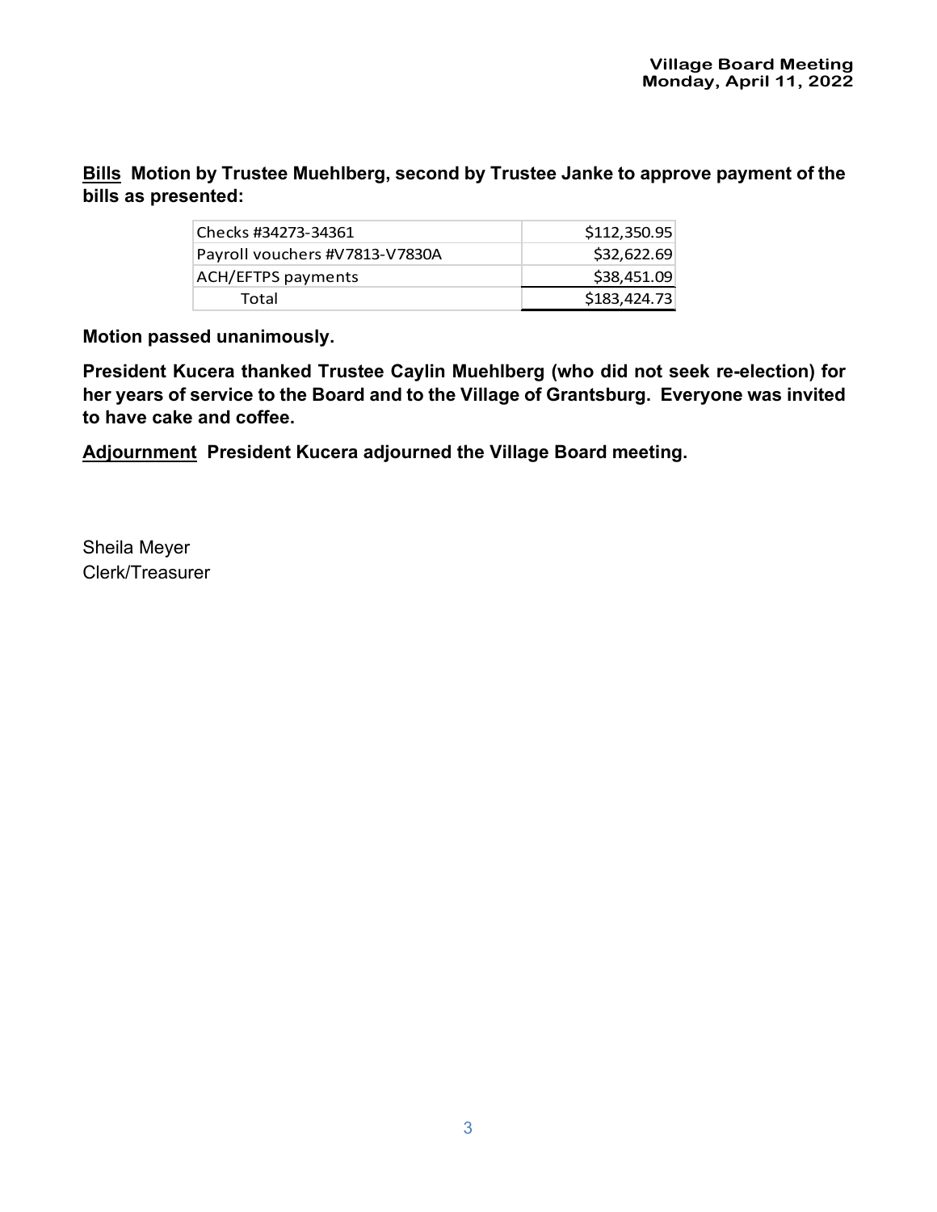**Bills Motion by Trustee Muehlberg, second by Trustee Janke to approve payment of the bills as presented:**

| | |
|---|---|
| Checks #34273-34361 | $112,350.95 |
| Payroll vouchers #V7813-V7830A | $32,622.69 |
| ACH/EFTPS payments | $38,451.09 |
| Total | $183,424.73 |

**Motion passed unanimously.**

**President Kucera thanked Trustee Caylin Muehlberg (who did not seek re-election) for her years of service to the Board and to the Village of Grantsburg. Everyone was invited to have cake and coffee.**

**Adjournment President Kucera adjourned the Village Board meeting.**

Sheila Meyer
Clerk/Treasurer